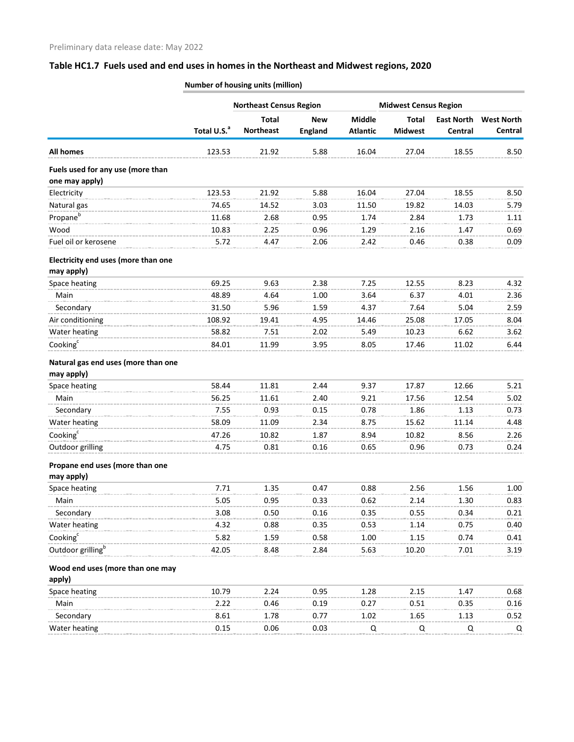Preliminary data release date: May 2022

## Table HC1.7 Fuels used and end uses in homes in the Northeast and Midwest regions, 2020

| | Number of housing units (million) | | | | | | |
|---|---|---|---|---|---|---|---|
| | | Northeast Census Region | | | Midwest Census Region | | |
| | Total U.S.[a] | Total Northeast | New England | Middle Atlantic | Total Midwest | East North Central | West North Central |
| **All homes** | 123.53 | 21.92 | 5.88 | 16.04 | 27.04 | 18.55 | 8.50 |
| **Fuels used for any use (more than one may apply)** | | | | | | | |
| Electricity | 123.53 | 21.92 | 5.88 | 16.04 | 27.04 | 18.55 | 8.50 |
| Natural gas | 74.65 | 14.52 | 3.03 | 11.50 | 19.82 | 14.03 | 5.79 |
| Propane[b] | 11.68 | 2.68 | 0.95 | 1.74 | 2.84 | 1.73 | 1.11 |
| Wood | 10.83 | 2.25 | 0.96 | 1.29 | 2.16 | 1.47 | 0.69 |
| Fuel oil or kerosene | 5.72 | 4.47 | 2.06 | 2.42 | 0.46 | 0.38 | 0.09 |
| **Electricity end uses (more than one may apply)** | | | | | | | |
| Space heating | 69.25 | 9.63 | 2.38 | 7.25 | 12.55 | 8.23 | 4.32 |
| Main | 48.89 | 4.64 | 1.00 | 3.64 | 6.37 | 4.01 | 2.36 |
| Secondary | 31.50 | 5.96 | 1.59 | 4.37 | 7.64 | 5.04 | 2.59 |
| Air conditioning | 108.92 | 19.41 | 4.95 | 14.46 | 25.08 | 17.05 | 8.04 |
| Water heating | 58.82 | 7.51 | 2.02 | 5.49 | 10.23 | 6.62 | 3.62 |
| Cooking[c] | 84.01 | 11.99 | 3.95 | 8.05 | 17.46 | 11.02 | 6.44 |
| **Natural gas end uses (more than one may apply)** | | | | | | | |
| Space heating | 58.44 | 11.81 | 2.44 | 9.37 | 17.87 | 12.66 | 5.21 |
| Main | 56.25 | 11.61 | 2.40 | 9.21 | 17.56 | 12.54 | 5.02 |
| Secondary | 7.55 | 0.93 | 0.15 | 0.78 | 1.86 | 1.13 | 0.73 |
| Water heating | 58.09 | 11.09 | 2.34 | 8.75 | 15.62 | 11.14 | 4.48 |
| Cooking[c] | 47.26 | 10.82 | 1.87 | 8.94 | 10.82 | 8.56 | 2.26 |
| Outdoor grilling | 4.75 | 0.81 | 0.16 | 0.65 | 0.96 | 0.73 | 0.24 |
| **Propane end uses (more than one may apply)** | | | | | | | |
| Space heating | 7.71 | 1.35 | 0.47 | 0.88 | 2.56 | 1.56 | 1.00 |
| Main | 5.05 | 0.95 | 0.33 | 0.62 | 2.14 | 1.30 | 0.83 |
| Secondary | 3.08 | 0.50 | 0.16 | 0.35 | 0.55 | 0.34 | 0.21 |
| Water heating | 4.32 | 0.88 | 0.35 | 0.53 | 1.14 | 0.75 | 0.40 |
| Cooking[c] | 5.82 | 1.59 | 0.58 | 1.00 | 1.15 | 0.74 | 0.41 |
| Outdoor grilling[b] | 42.05 | 8.48 | 2.84 | 5.63 | 10.20 | 7.01 | 3.19 |
| **Wood end uses (more than one may apply)** | | | | | | | |
| Space heating | 10.79 | 2.24 | 0.95 | 1.28 | 2.15 | 1.47 | 0.68 |
| Main | 2.22 | 0.46 | 0.19 | 0.27 | 0.51 | 0.35 | 0.16 |
| Secondary | 8.61 | 1.78 | 0.77 | 1.02 | 1.65 | 1.13 | 0.52 |
| Water heating | 0.15 | 0.06 | 0.03 | Q | Q | Q | Q |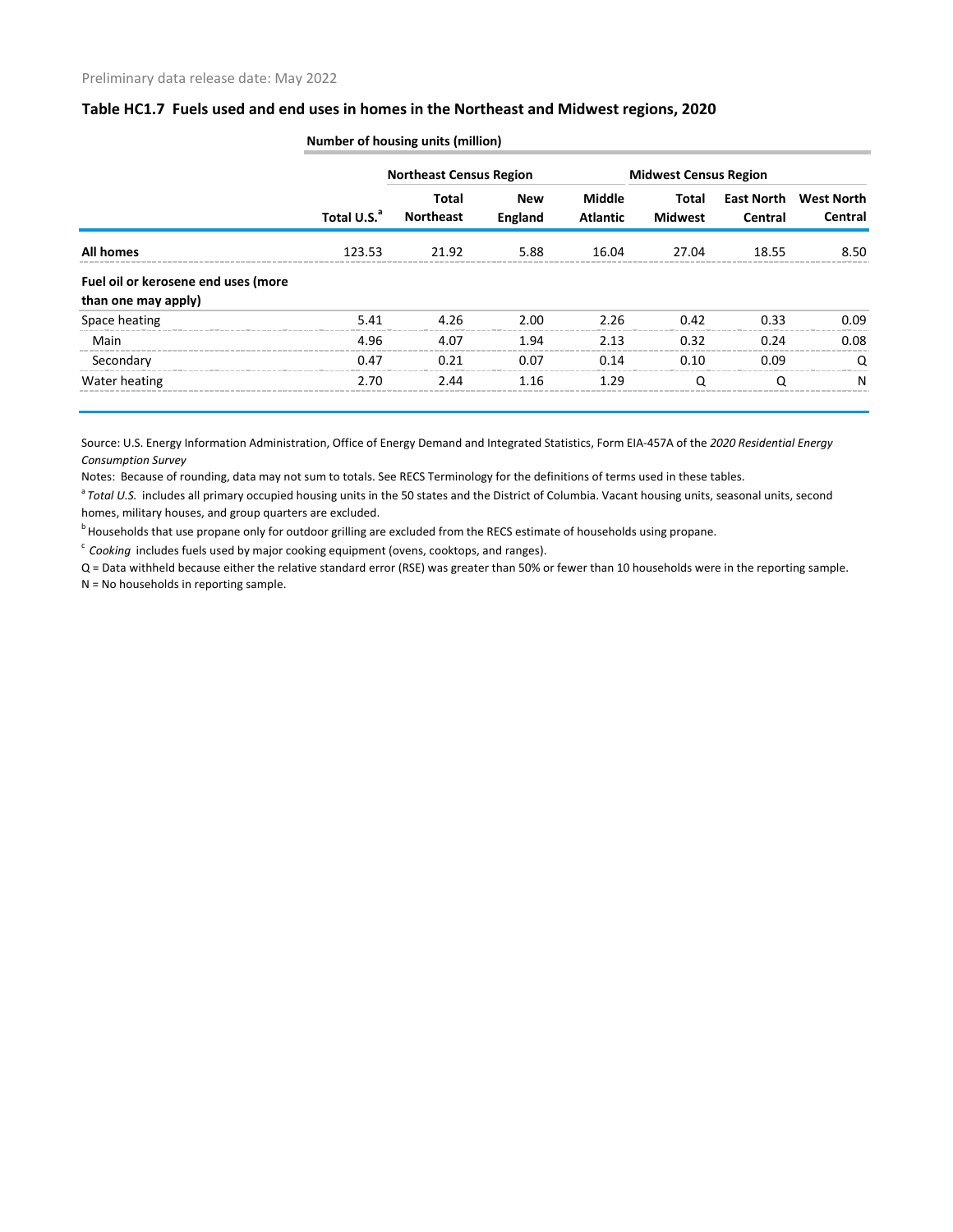Preliminary data release date: May 2022

## Table HC1.7 Fuels used and end uses in homes in the Northeast and Midwest regions, 2020

| | Number of housing units (million) | | | | | | |
|---|---|---|---|---|---|---|---|
| | | Northeast Census Region | | | Midwest Census Region | | |
| | Total U.S.[a] | Total Northeast | New England | Middle Atlantic | Total Midwest | East North Central | West North Central |
| **All homes** | 123.53 | 21.92 | 5.88 | 16.04 | 27.04 | 18.55 | 8.50 |
| **Fuel oil or kerosene end uses (more than one may apply)** | | | | | | | |
| Space heating | 5.41 | 4.26 | 2.00 | 2.26 | 0.42 | 0.33 | 0.09 |
| Main | 4.96 | 4.07 | 1.94 | 2.13 | 0.32 | 0.24 | 0.08 |
| Secondary | 0.47 | 0.21 | 0.07 | 0.14 | 0.10 | 0.09 | Q |
| Water heating | 2.70 | 2.44 | 1.16 | 1.29 | Q | Q | N |

Source: U.S. Energy Information Administration, Office of Energy Demand and Integrated Statistics, Form EIA-457A of the *2020 Residential Energy Consumption Survey*

Notes: Because of rounding, data may not sum to totals. See RECS Terminology for the definitions of terms used in these tables.

[a] *Total U.S.* includes all primary occupied housing units in the 50 states and the District of Columbia. Vacant housing units, seasonal units, second homes, military houses, and group quarters are excluded.

[b] Households that use propane only for outdoor grilling are excluded from the RECS estimate of households using propane.

[c] *Cooking* includes fuels used by major cooking equipment (ovens, cooktops, and ranges).

Q = Data withheld because either the relative standard error (RSE) was greater than 50% or fewer than 10 households were in the reporting sample.

N = No households in reporting sample.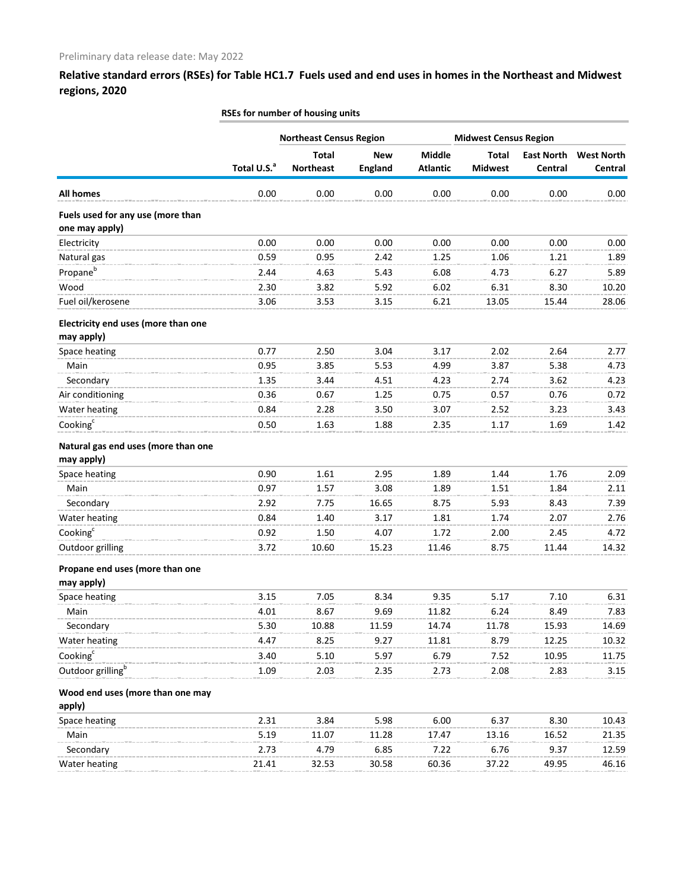Preliminary data release date: May 2022

## Relative standard errors (RSEs) for Table HC1.7 Fuels used and end uses in homes in the Northeast and Midwest regions, 2020

| | RSEs for number of housing units | | | | | | |
|---|---|---|---|---|---|---|---|
| | | Northeast Census Region | | | Midwest Census Region | | |
| | Total U.S.[a] | Total Northeast | New England | Middle Atlantic | Total Midwest | East North Central | West North Central |
| **All homes** | 0.00 | 0.00 | 0.00 | 0.00 | 0.00 | 0.00 | 0.00 |
| **Fuels used for any use (more than one may apply)** | | | | | | | |
| Electricity | 0.00 | 0.00 | 0.00 | 0.00 | 0.00 | 0.00 | 0.00 |
| Natural gas | 0.59 | 0.95 | 2.42 | 1.25 | 1.06 | 1.21 | 1.89 |
| Propane[b] | 2.44 | 4.63 | 5.43 | 6.08 | 4.73 | 6.27 | 5.89 |
| Wood | 2.30 | 3.82 | 5.92 | 6.02 | 6.31 | 8.30 | 10.20 |
| Fuel oil/kerosene | 3.06 | 3.53 | 3.15 | 6.21 | 13.05 | 15.44 | 28.06 |
| **Electricity end uses (more than one may apply)** | | | | | | | |
| Space heating | 0.77 | 2.50 | 3.04 | 3.17 | 2.02 | 2.64 | 2.77 |
| Main | 0.95 | 3.85 | 5.53 | 4.99 | 3.87 | 5.38 | 4.73 |
| Secondary | 1.35 | 3.44 | 4.51 | 4.23 | 2.74 | 3.62 | 4.23 |
| Air conditioning | 0.36 | 0.67 | 1.25 | 0.75 | 0.57 | 0.76 | 0.72 |
| Water heating | 0.84 | 2.28 | 3.50 | 3.07 | 2.52 | 3.23 | 3.43 |
| Cooking[c] | 0.50 | 1.63 | 1.88 | 2.35 | 1.17 | 1.69 | 1.42 |
| **Natural gas end uses (more than one may apply)** | | | | | | | |
| Space heating | 0.90 | 1.61 | 2.95 | 1.89 | 1.44 | 1.76 | 2.09 |
| Main | 0.97 | 1.57 | 3.08 | 1.89 | 1.51 | 1.84 | 2.11 |
| Secondary | 2.92 | 7.75 | 16.65 | 8.75 | 5.93 | 8.43 | 7.39 |
| Water heating | 0.84 | 1.40 | 3.17 | 1.81 | 1.74 | 2.07 | 2.76 |
| Cooking[c] | 0.92 | 1.50 | 4.07 | 1.72 | 2.00 | 2.45 | 4.72 |
| Outdoor grilling | 3.72 | 10.60 | 15.23 | 11.46 | 8.75 | 11.44 | 14.32 |
| **Propane end uses (more than one may apply)** | | | | | | | |
| Space heating | 3.15 | 7.05 | 8.34 | 9.35 | 5.17 | 7.10 | 6.31 |
| Main | 4.01 | 8.67 | 9.69 | 11.82 | 6.24 | 8.49 | 7.83 |
| Secondary | 5.30 | 10.88 | 11.59 | 14.74 | 11.78 | 15.93 | 14.69 |
| Water heating | 4.47 | 8.25 | 9.27 | 11.81 | 8.79 | 12.25 | 10.32 |
| Cooking[c] | 3.40 | 5.10 | 5.97 | 6.79 | 7.52 | 10.95 | 11.75 |
| Outdoor grilling[b] | 1.09 | 2.03 | 2.35 | 2.73 | 2.08 | 2.83 | 3.15 |
| **Wood end uses (more than one may apply)** | | | | | | | |
| Space heating | 2.31 | 3.84 | 5.98 | 6.00 | 6.37 | 8.30 | 10.43 |
| Main | 5.19 | 11.07 | 11.28 | 17.47 | 13.16 | 16.52 | 21.35 |
| Secondary | 2.73 | 4.79 | 6.85 | 7.22 | 6.76 | 9.37 | 12.59 |
| Water heating | 21.41 | 32.53 | 30.58 | 60.36 | 37.22 | 49.95 | 46.16 |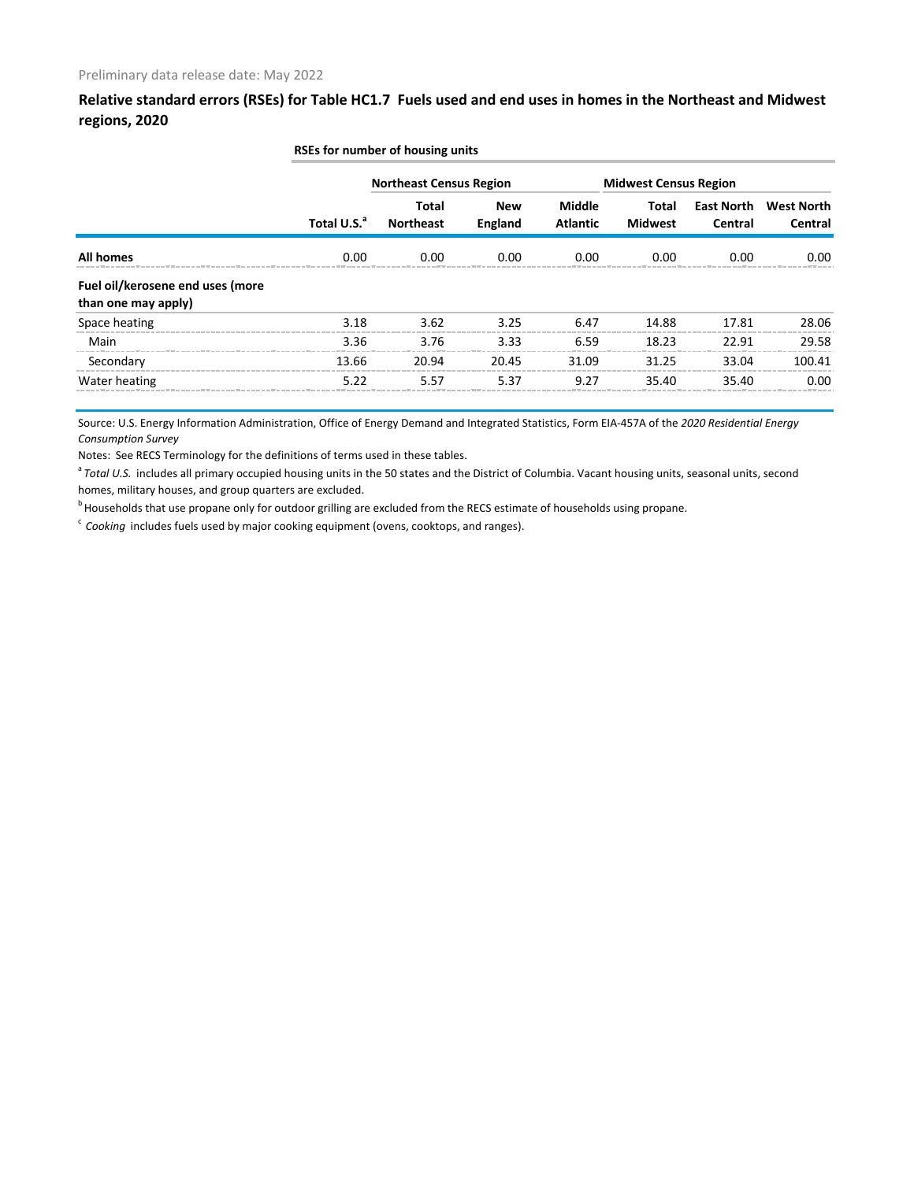Preliminary data release date: May 2022

## Relative standard errors (RSEs) for Table HC1.7 Fuels used and end uses in homes in the Northeast and Midwest regions, 2020

| | RSEs for number of housing units | | | | | | |
|---|---|---|---|---|---|---|---|
| | | Northeast Census Region | | | Midwest Census Region | | |
| | Total U.S.[a] | Total Northeast | New England | Middle Atlantic | Total Midwest | East North Central | West North Central |
| **All homes** | 0.00 | 0.00 | 0.00 | 0.00 | 0.00 | 0.00 | 0.00 |
| **Fuel oil/kerosene end uses (more than one may apply)** | | | | | | | |
| Space heating | 3.18 | 3.62 | 3.25 | 6.47 | 14.88 | 17.81 | 28.06 |
| Main | 3.36 | 3.76 | 3.33 | 6.59 | 18.23 | 22.91 | 29.58 |
| Secondary | 13.66 | 20.94 | 20.45 | 31.09 | 31.25 | 33.04 | 100.41 |
| Water heating | 5.22 | 5.57 | 5.37 | 9.27 | 35.40 | 35.40 | 0.00 |

Source: U.S. Energy Information Administration, Office of Energy Demand and Integrated Statistics, Form EIA-457A of the *2020 Residential Energy Consumption Survey*

Notes: See RECS Terminology for the definitions of terms used in these tables.

[a] *Total U.S.* includes all primary occupied housing units in the 50 states and the District of Columbia. Vacant housing units, seasonal units, second homes, military houses, and group quarters are excluded.

[b] Households that use propane only for outdoor grilling are excluded from the RECS estimate of households using propane.

[c] *Cooking* includes fuels used by major cooking equipment (ovens, cooktops, and ranges).